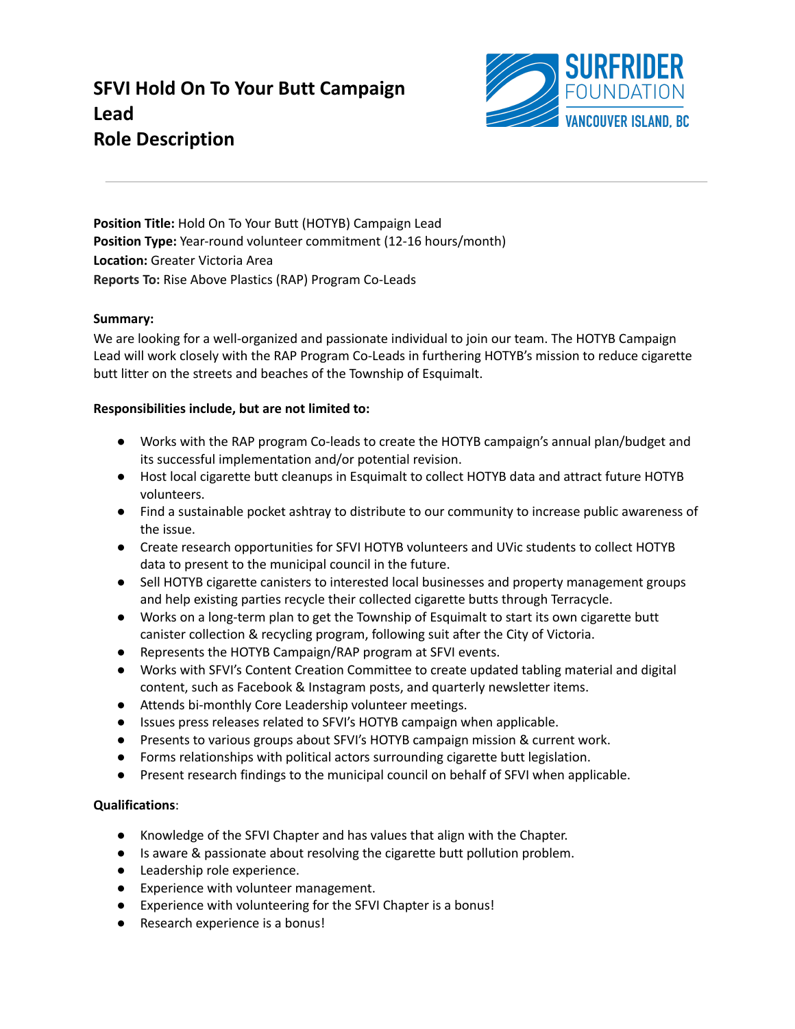# SFVI Hold On To Your Butt Campaign Lead
# Role Description

**Position Title:** Hold On To Your Butt (HOTYB) Campaign Lead
**Position Type:** Year-round volunteer commitment (12-16 hours/month)
**Location:** Greater Victoria Area
**Reports To:** Rise Above Plastics (RAP) Program Co-Leads

**Summary:**
We are looking for a well-organized and passionate individual to join our team. The HOTYB Campaign Lead will work closely with the RAP Program Co-Leads in furthering HOTYB's mission to reduce cigarette butt litter on the streets and beaches of the Township of Esquimalt.

**Responsibilities include, but are not limited to:**

- Works with the RAP program Co-leads to create the HOTYB campaign's annual plan/budget and its successful implementation and/or potential revision.
- Host local cigarette butt cleanups in Esquimalt to collect HOTYB data and attract future HOTYB volunteers.
- Find a sustainable pocket ashtray to distribute to our community to increase public awareness of the issue.
- Create research opportunities for SFVI HOTYB volunteers and UVic students to collect HOTYB data to present to the municipal council in the future.
- Sell HOTYB cigarette canisters to interested local businesses and property management groups and help existing parties recycle their collected cigarette butts through Terracycle.
- Works on a long-term plan to get the Township of Esquimalt to start its own cigarette butt canister collection & recycling program, following suit after the City of Victoria.
- Represents the HOTYB Campaign/RAP program at SFVI events.
- Works with SFVI's Content Creation Committee to create updated tabling material and digital content, such as Facebook & Instagram posts, and quarterly newsletter items.
- Attends bi-monthly Core Leadership volunteer meetings.
- Issues press releases related to SFVI's HOTYB campaign when applicable.
- Presents to various groups about SFVI's HOTYB campaign mission & current work.
- Forms relationships with political actors surrounding cigarette butt legislation.
- Present research findings to the municipal council on behalf of SFVI when applicable.

**Qualifications**:

- Knowledge of the SFVI Chapter and has values that align with the Chapter.
- Is aware & passionate about resolving the cigarette butt pollution problem.
- Leadership role experience.
- Experience with volunteer management.
- Experience with volunteering for the SFVI Chapter is a bonus!
- Research experience is a bonus!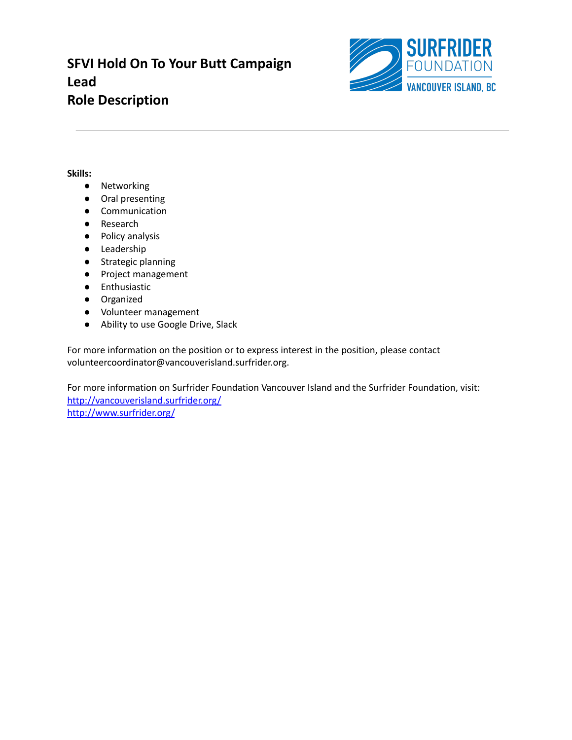# SFVI Hold On To Your Butt Campaign Lead
# Role Description

**Skills:**

- Networking
- Oral presenting
- Communication
- Research
- Policy analysis
- Leadership
- Strategic planning
- Project management
- Enthusiastic
- Organized
- Volunteer management
- Ability to use Google Drive, Slack

For more information on the position or to express interest in the position, please contact volunteercoordinator@vancouverisland.surfrider.org.

For more information on Surfrider Foundation Vancouver Island and the Surfrider Foundation, visit:
[http://vancouverisland.surfrider.org/](http://vancouverisland.surfrider.org/)
[http://www.surfrider.org/](http://www.surfrider.org/)